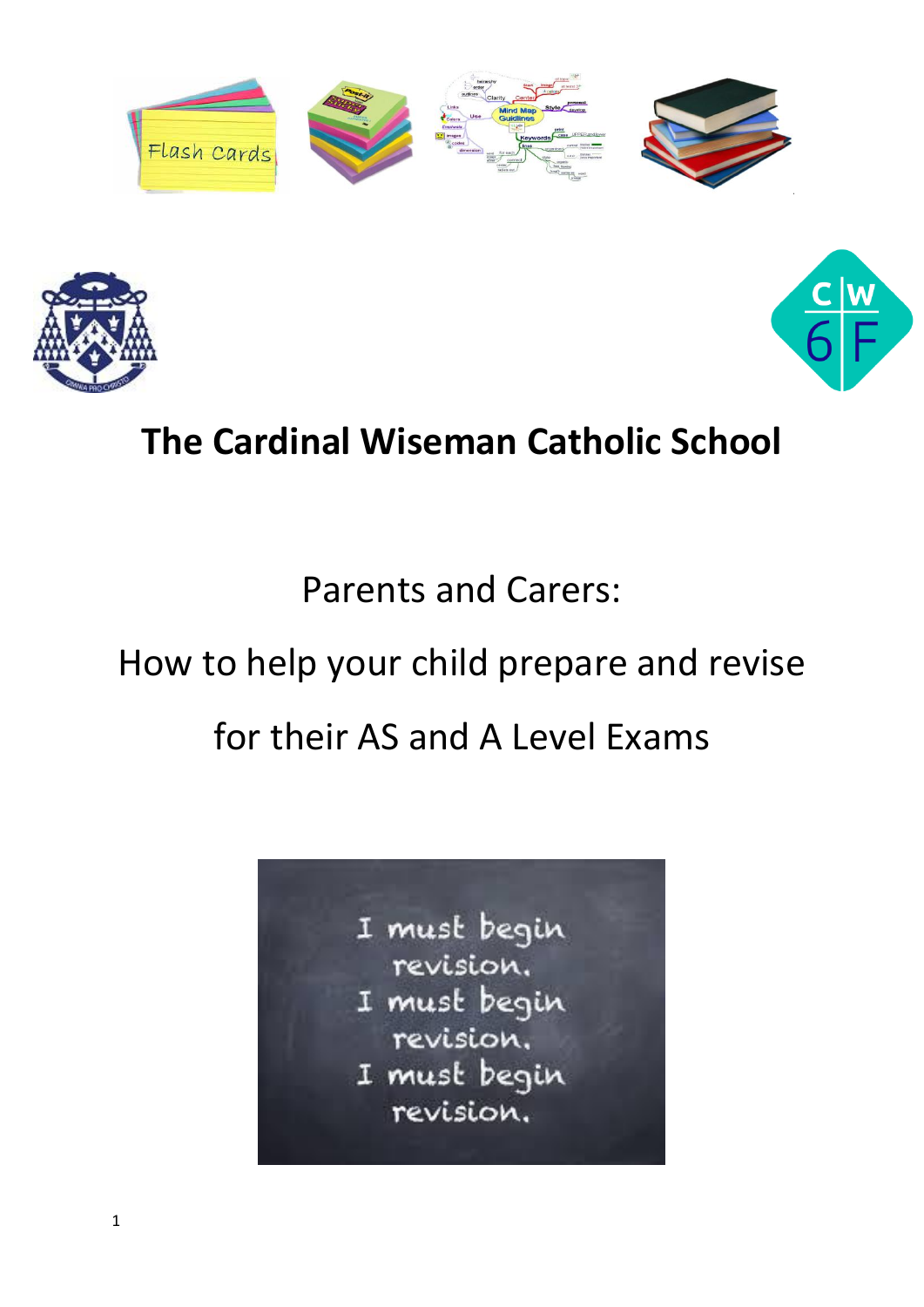# The Cardinal Wiseman Catholic School

## Parents and Carers:

## How to help your child prepare and revise for their AS and A Level Exams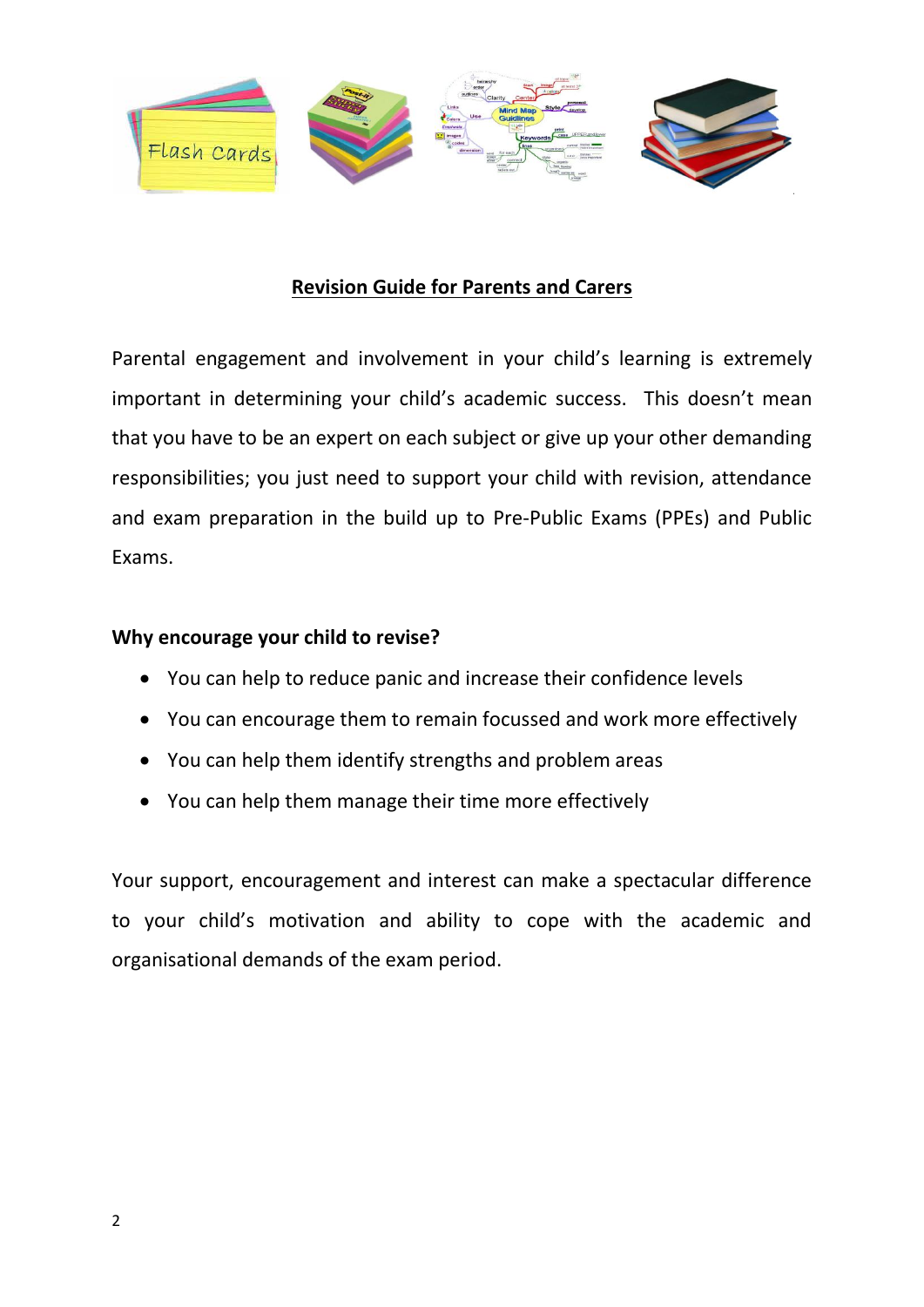## Revision Guide for Parents and Carers

Parental engagement and involvement in your child's learning is extremely important in determining your child's academic success. This doesn't mean that you have to be an expert on each subject or give up your other demanding responsibilities; you just need to support your child with revision, attendance and exam preparation in the build up to Pre-Public Exams (PPEs) and Public Exams.

**Why encourage your child to revise?**

- You can help to reduce panic and increase their confidence levels
- You can encourage them to remain focussed and work more effectively
- You can help them identify strengths and problem areas
- You can help them manage their time more effectively

Your support, encouragement and interest can make a spectacular difference to your child's motivation and ability to cope with the academic and organisational demands of the exam period.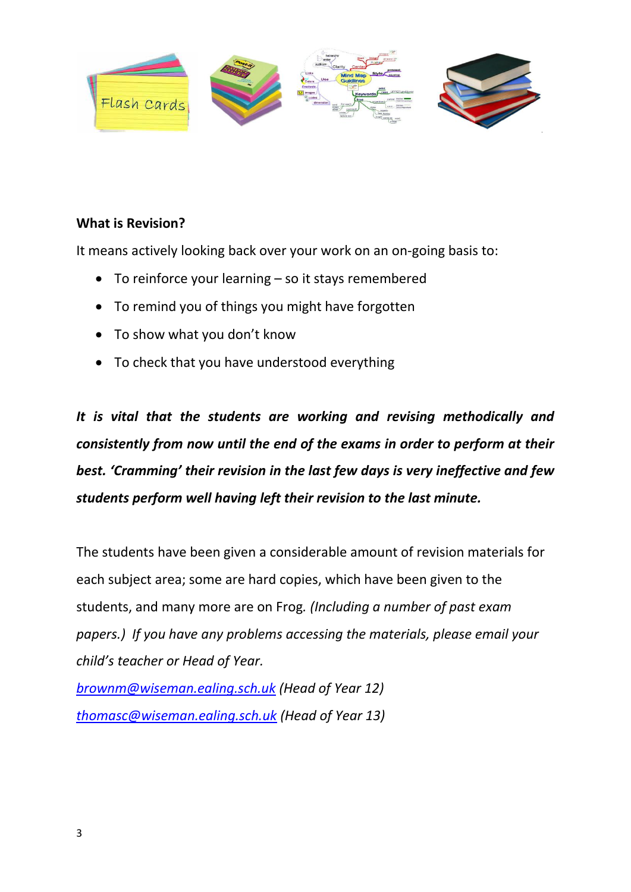**What is Revision?**

It means actively looking back over your work on an on-going basis to:

- To reinforce your learning – so it stays remembered
- To remind you of things you might have forgotten
- To show what you don't know
- To check that you have understood everything

***It is vital that the students are working and revising methodically and consistently from now until the end of the exams in order to perform at their best. 'Cramming' their revision in the last few days is very ineffective and few students perform well having left their revision to the last minute.***

The students have been given a considerable amount of revision materials for each subject area; some are hard copies, which have been given to the students, and many more are on Frog. *(Including a number of past exam papers.) If you have any problems accessing the materials, please email your child's teacher or Head of Year.*

*brownm@wiseman.ealing.sch.uk (Head of Year 12)*

*thomasc@wiseman.ealing.sch.uk (Head of Year 13)*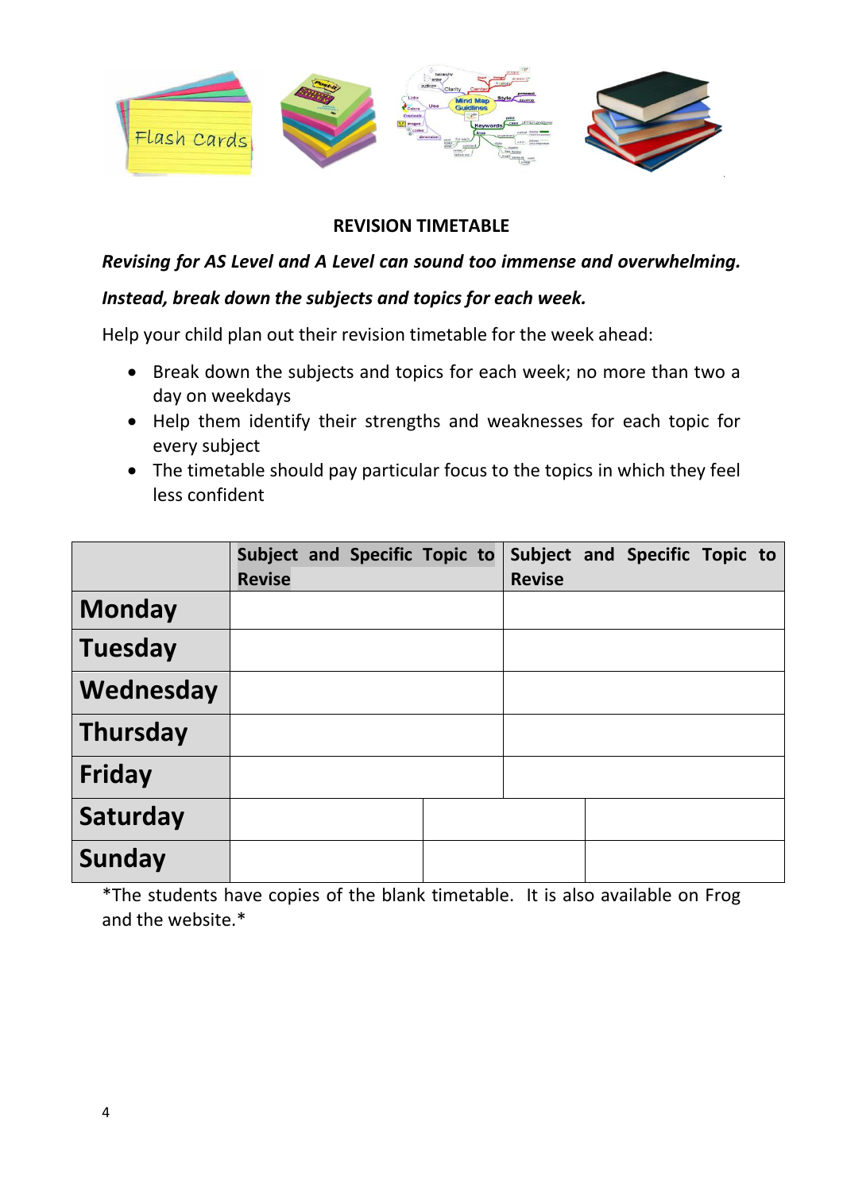## REVISION TIMETABLE

***Revising for AS Level and A Level can sound too immense and overwhelming.***

***Instead, break down the subjects and topics for each week.***

Help your child plan out their revision timetable for the week ahead:

- Break down the subjects and topics for each week; no more than two a day on weekdays
- Help them identify their strengths and weaknesses for each topic for every subject
- The timetable should pay particular focus to the topics in which they feel less confident

| | **Subject and Specific Topic to Revise** | | **Subject and Specific Topic to Revise** |
|---|---|---|---|
| **Monday** | | | |
| **Tuesday** | | | |
| **Wednesday** | | | |
| **Thursday** | | | |
| **Friday** | | | |
| **Saturday** | | | |
| **Sunday** | | | |

*The students have copies of the blank timetable. It is also available on Frog and the website.*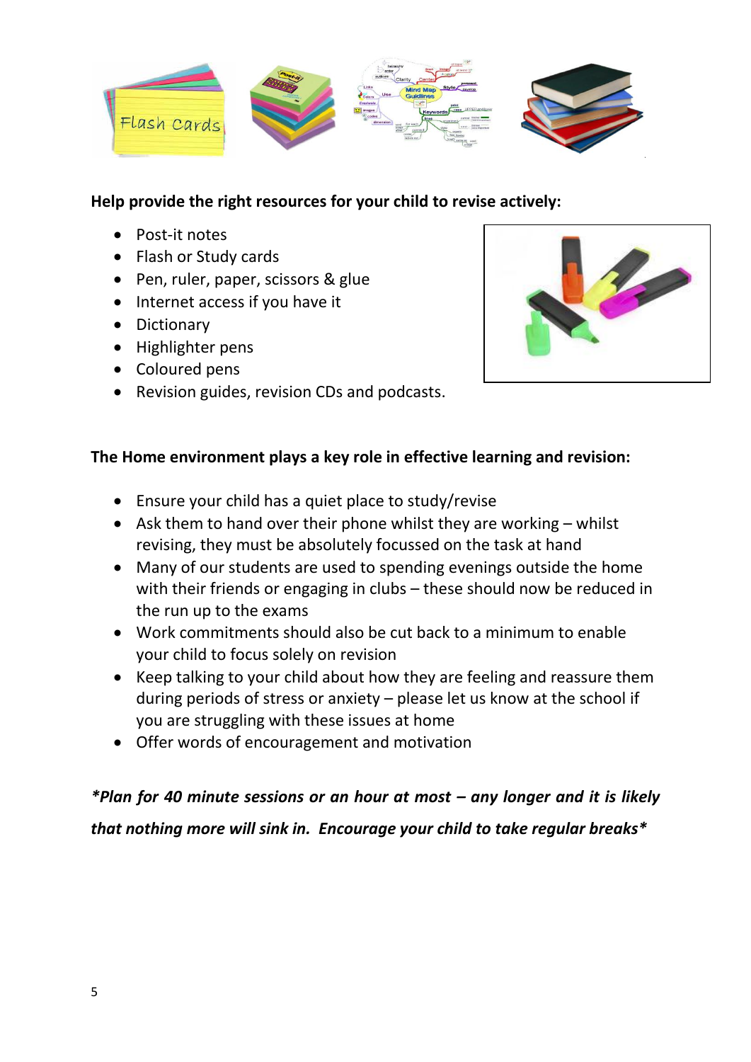**Help provide the right resources for your child to revise actively:**

- Post-it notes
- Flash or Study cards
- Pen, ruler, paper, scissors & glue
- Internet access if you have it
- Dictionary
- Highlighter pens
- Coloured pens
- Revision guides, revision CDs and podcasts.

**The Home environment plays a key role in effective learning and revision:**

- Ensure your child has a quiet place to study/revise
- Ask them to hand over their phone whilst they are working – whilst revising, they must be absolutely focussed on the task at hand
- Many of our students are used to spending evenings outside the home with their friends or engaging in clubs – these should now be reduced in the run up to the exams
- Work commitments should also be cut back to a minimum to enable your child to focus solely on revision
- Keep talking to your child about how they are feeling and reassure them during periods of stress or anxiety – please let us know at the school if you are struggling with these issues at home
- Offer words of encouragement and motivation

***Plan for 40 minute sessions or an hour at most – any longer and it is likely that nothing more will sink in. Encourage your child to take regular breaks***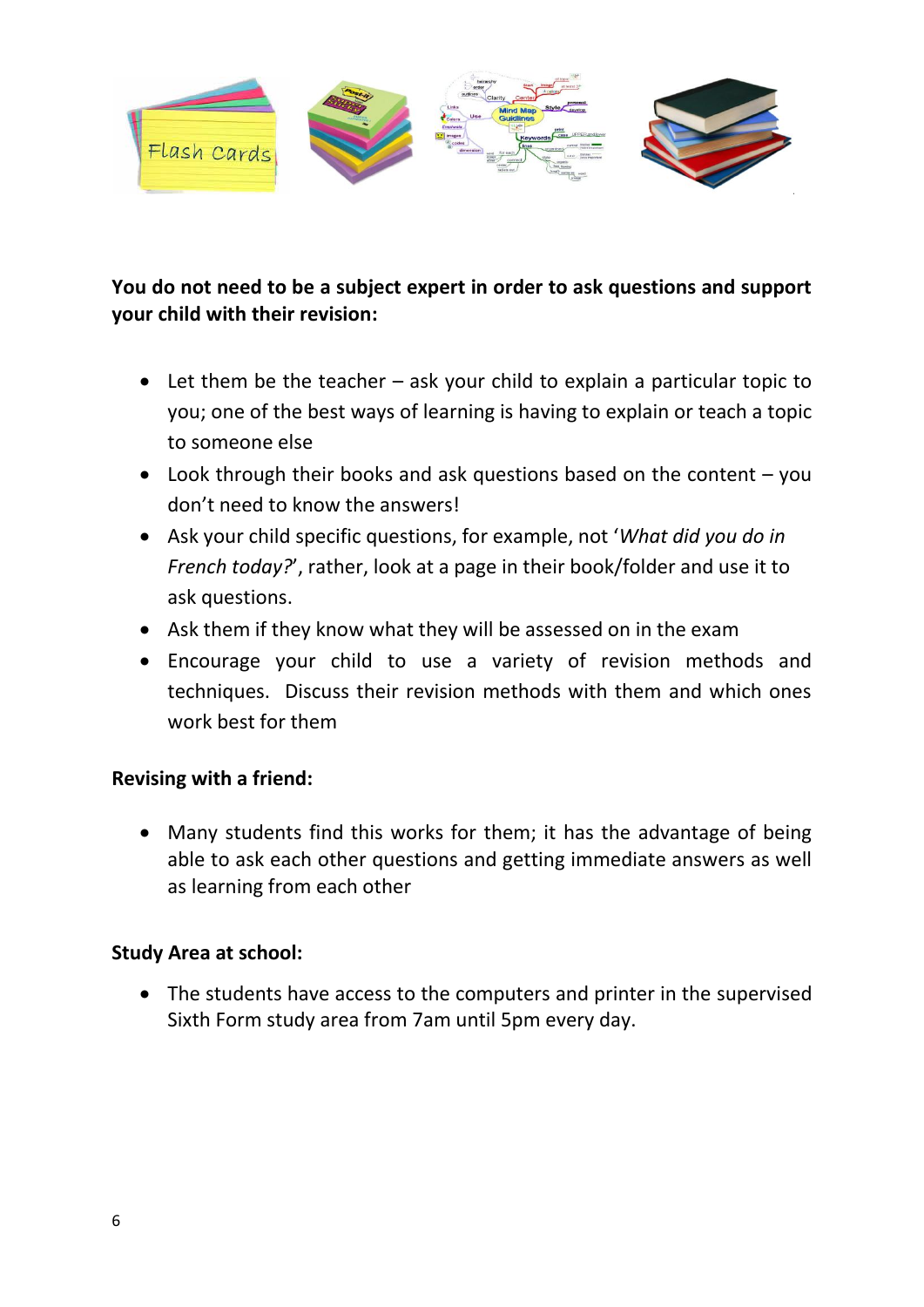**You do not need to be a subject expert in order to ask questions and support your child with their revision:**

- Let them be the teacher – ask your child to explain a particular topic to you; one of the best ways of learning is having to explain or teach a topic to someone else
- Look through their books and ask questions based on the content – you don't need to know the answers!
- Ask your child specific questions, for example, not '*What did you do in French today?*', rather, look at a page in their book/folder and use it to ask questions.
- Ask them if they know what they will be assessed on in the exam
- Encourage your child to use a variety of revision methods and techniques. Discuss their revision methods with them and which ones work best for them

**Revising with a friend:**

- Many students find this works for them; it has the advantage of being able to ask each other questions and getting immediate answers as well as learning from each other

**Study Area at school:**

- The students have access to the computers and printer in the supervised Sixth Form study area from 7am until 5pm every day.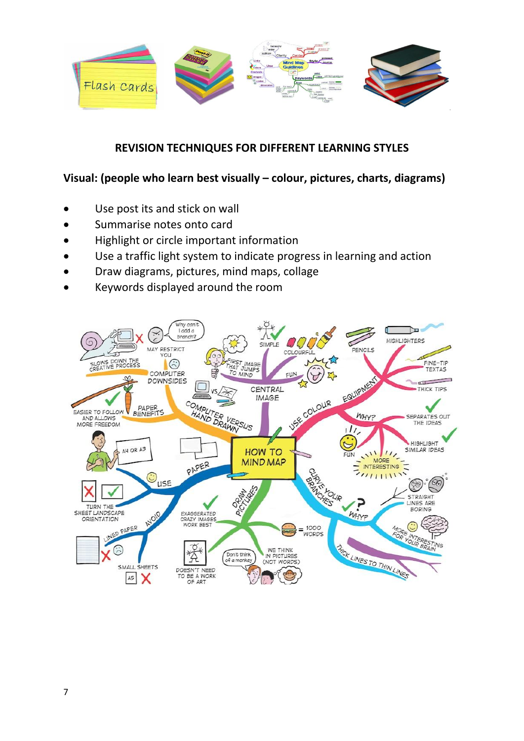## REVISION TECHNIQUES FOR DIFFERENT LEARNING STYLES

**Visual: (people who learn best visually – colour, pictures, charts, diagrams)**

- Use post its and stick on wall
- Summarise notes onto card
- Highlight or circle important information
- Use a traffic light system to indicate progress in learning and action
- Draw diagrams, pictures, mind maps, collage
- Keywords displayed around the room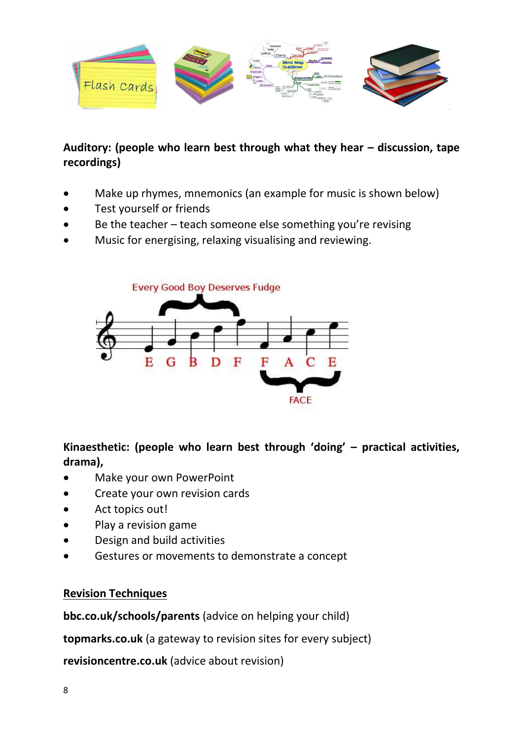**Auditory: (people who learn best through what they hear – discussion, tape recordings)**

- Make up rhymes, mnemonics (an example for music is shown below)
- Test yourself or friends
- Be the teacher – teach someone else something you're revising
- Music for energising, relaxing visualising and reviewing.

**Kinaesthetic: (people who learn best through 'doing' – practical activities, drama),**

- Make your own PowerPoint
- Create your own revision cards
- Act topics out!
- Play a revision game
- Design and build activities
- Gestures or movements to demonstrate a concept

**<u>Revision Techniques</u>**

**bbc.co.uk/schools/parents** (advice on helping your child)

**topmarks.co.uk** (a gateway to revision sites for every subject)

**revisioncentre.co.uk** (advice about revision)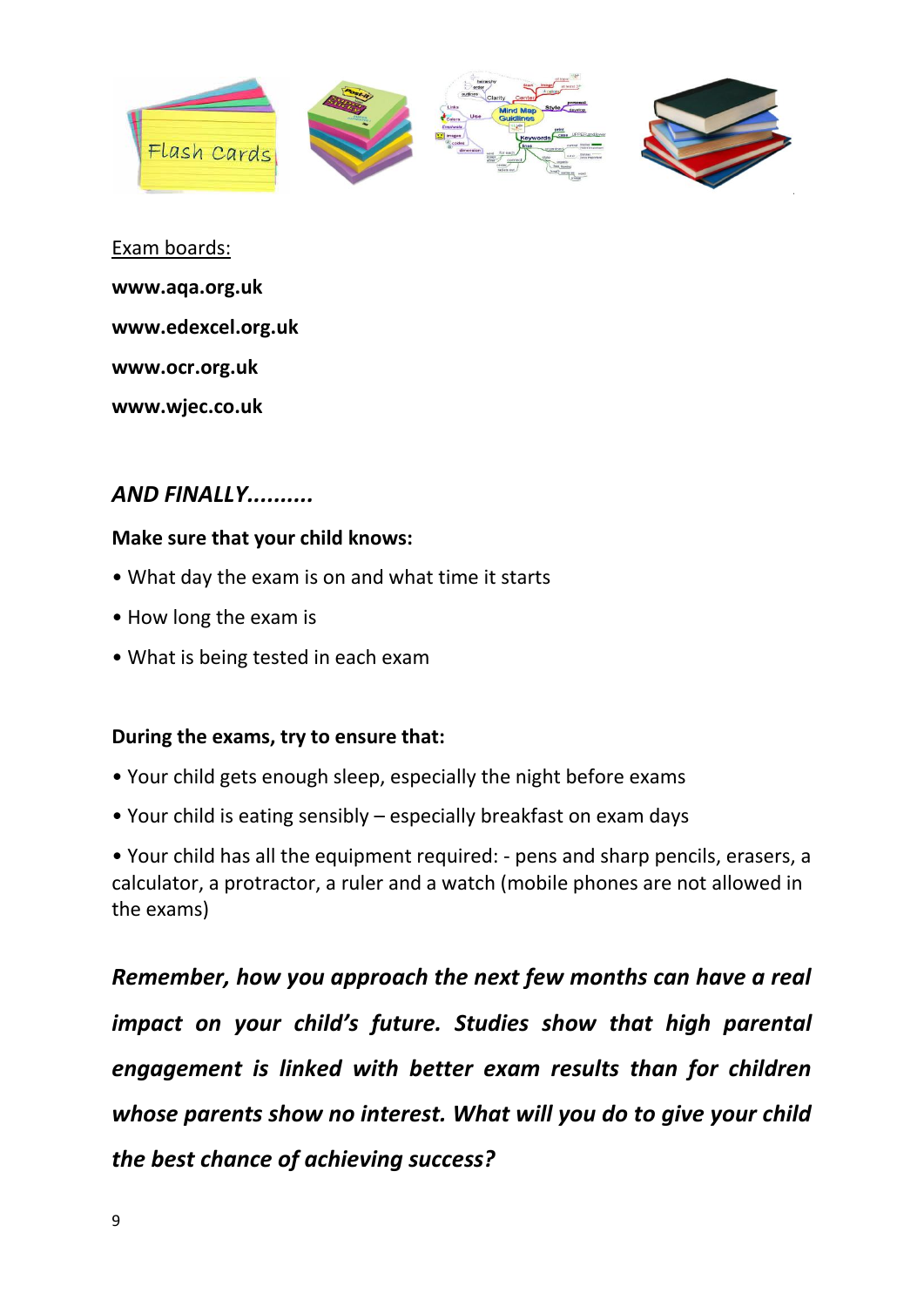Exam boards:

**www.aqa.org.uk**

**www.edexcel.org.uk**

**www.ocr.org.uk**

**www.wjec.co.uk**

## *AND FINALLY..........*

**Make sure that your child knows:**

- What day the exam is on and what time it starts
- How long the exam is
- What is being tested in each exam

**During the exams, try to ensure that:**

- Your child gets enough sleep, especially the night before exams
- Your child is eating sensibly – especially breakfast on exam days
- Your child has all the equipment required: - pens and sharp pencils, erasers, a calculator, a protractor, a ruler and a watch (mobile phones are not allowed in the exams)

***Remember, how you approach the next few months can have a real impact on your child's future. Studies show that high parental engagement is linked with better exam results than for children whose parents show no interest. What will you do to give your child the best chance of achieving success?***